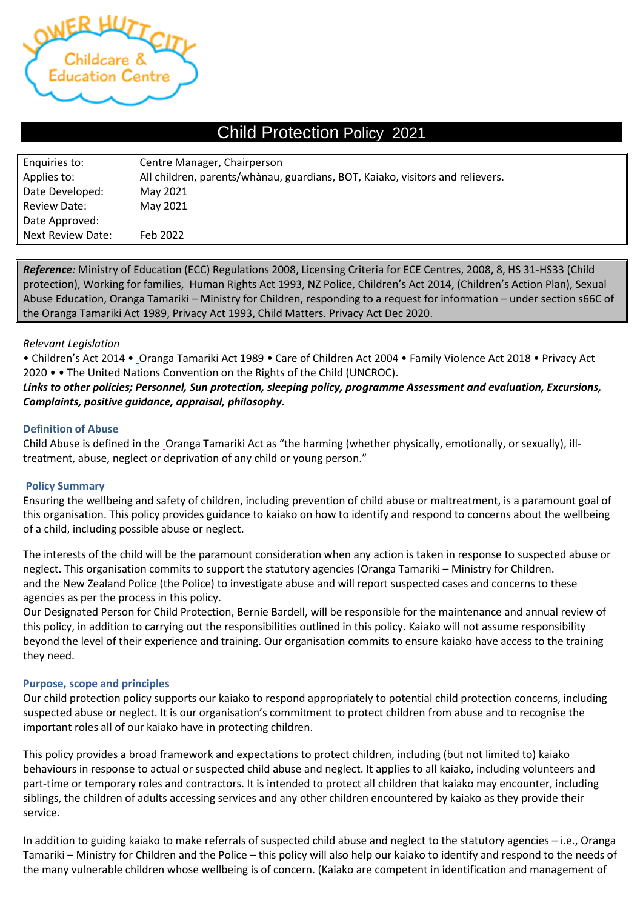# Child Protection Policy 2021

| | |
|---|---|
| Enquiries to: | Centre Manager, Chairperson |
| Applies to: | All children, parents/whànau, guardians, BOT, Kaiako, visitors and relievers. |
| Date Developed: | May 2021 |
| Review Date: | May 2021 |
| Date Approved: | |
| Next Review Date: | Feb 2022 |

***Reference****:* Ministry of Education (ECC) Regulations 2008, Licensing Criteria for ECE Centres, 2008, 8, HS 31-HS33 (Child protection), Working for families, Human Rights Act 1993, NZ Police, Children's Act 2014, (Children's Action Plan), Sexual Abuse Education, Oranga Tamariki – Ministry for Children, responding to a request for information – under section s66C of the Oranga Tamariki Act 1989, Privacy Act 1993, Child Matters. Privacy Act Dec 2020.

*Relevant Legislation*

• Children's Act 2014 • Oranga Tamariki Act 1989 • Care of Children Act 2004 • Family Violence Act 2018 • Privacy Act 2020 • • The United Nations Convention on the Rights of the Child (UNCROC).

***Links to other policies; Personnel, Sun protection, sleeping policy, programme Assessment and evaluation, Excursions, Complaints, positive guidance, appraisal, philosophy.***

### Definition of Abuse

Child Abuse is defined in the Oranga Tamariki Act as "the harming (whether physically, emotionally, or sexually), ill-treatment, abuse, neglect or deprivation of any child or young person."

### Policy Summary

Ensuring the wellbeing and safety of children, including prevention of child abuse or maltreatment, is a paramount goal of this organisation. This policy provides guidance to kaiako on how to identify and respond to concerns about the wellbeing of a child, including possible abuse or neglect.

The interests of the child will be the paramount consideration when any action is taken in response to suspected abuse or neglect. This organisation commits to support the statutory agencies (Oranga Tamariki – Ministry for Children. and the New Zealand Police (the Police) to investigate abuse and will report suspected cases and concerns to these agencies as per the process in this policy.

Our Designated Person for Child Protection, Bernie Bardell, will be responsible for the maintenance and annual review of this policy, in addition to carrying out the responsibilities outlined in this policy. Kaiako will not assume responsibility beyond the level of their experience and training. Our organisation commits to ensure kaiako have access to the training they need.

### Purpose, scope and principles

Our child protection policy supports our kaiako to respond appropriately to potential child protection concerns, including suspected abuse or neglect. It is our organisation's commitment to protect children from abuse and to recognise the important roles all of our kaiako have in protecting children.

This policy provides a broad framework and expectations to protect children, including (but not limited to) kaiako behaviours in response to actual or suspected child abuse and neglect. It applies to all kaiako, including volunteers and part-time or temporary roles and contractors. It is intended to protect all children that kaiako may encounter, including siblings, the children of adults accessing services and any other children encountered by kaiako as they provide their service.

In addition to guiding kaiako to make referrals of suspected child abuse and neglect to the statutory agencies – i.e., Oranga Tamariki – Ministry for Children and the Police – this policy will also help our kaiako to identify and respond to the needs of the many vulnerable children whose wellbeing is of concern. (Kaiako are competent in identification and management of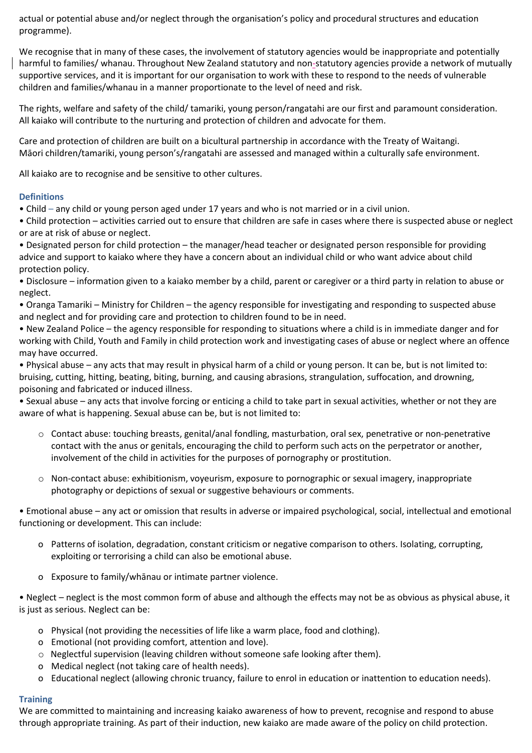actual or potential abuse and/or neglect through the organisation's policy and procedural structures and education programme).

We recognise that in many of these cases, the involvement of statutory agencies would be inappropriate and potentially harmful to families/ whanau. Throughout New Zealand statutory and non-statutory agencies provide a network of mutually supportive services, and it is important for our organisation to work with these to respond to the needs of vulnerable children and families/whanau in a manner proportionate to the level of need and risk.

The rights, welfare and safety of the child/ tamariki, young person/rangatahi are our first and paramount consideration. All kaiako will contribute to the nurturing and protection of children and advocate for them.

Care and protection of children are built on a bicultural partnership in accordance with the Treaty of Waitangi. Māori children/tamariki, young person's/rangatahi are assessed and managed within a culturally safe environment.

All kaiako are to recognise and be sensitive to other cultures.

### Definitions

- Child – any child or young person aged under 17 years and who is not married or in a civil union.
- Child protection – activities carried out to ensure that children are safe in cases where there is suspected abuse or neglect or are at risk of abuse or neglect.
- Designated person for child protection – the manager/head teacher or designated person responsible for providing advice and support to kaiako where they have a concern about an individual child or who want advice about child protection policy.
- Disclosure – information given to a kaiako member by a child, parent or caregiver or a third party in relation to abuse or neglect.
- Oranga Tamariki – Ministry for Children – the agency responsible for investigating and responding to suspected abuse and neglect and for providing care and protection to children found to be in need.
- New Zealand Police – the agency responsible for responding to situations where a child is in immediate danger and for working with Child, Youth and Family in child protection work and investigating cases of abuse or neglect where an offence may have occurred.
- Physical abuse – any acts that may result in physical harm of a child or young person. It can be, but is not limited to: bruising, cutting, hitting, beating, biting, burning, and causing abrasions, strangulation, suffocation, and drowning, poisoning and fabricated or induced illness.
- Sexual abuse – any acts that involve forcing or enticing a child to take part in sexual activities, whether or not they are aware of what is happening. Sexual abuse can be, but is not limited to:
  - Contact abuse: touching breasts, genital/anal fondling, masturbation, oral sex, penetrative or non-penetrative contact with the anus or genitals, encouraging the child to perform such acts on the perpetrator or another, involvement of the child in activities for the purposes of pornography or prostitution.
  - Non-contact abuse: exhibitionism, voyeurism, exposure to pornographic or sexual imagery, inappropriate photography or depictions of sexual or suggestive behaviours or comments.
- Emotional abuse – any act or omission that results in adverse or impaired psychological, social, intellectual and emotional functioning or development. This can include:
  - Patterns of isolation, degradation, constant criticism or negative comparison to others. Isolating, corrupting, exploiting or terrorising a child can also be emotional abuse.
  - Exposure to family/whānau or intimate partner violence.
- Neglect – neglect is the most common form of abuse and although the effects may not be as obvious as physical abuse, it is just as serious. Neglect can be:
  - Physical (not providing the necessities of life like a warm place, food and clothing).
  - Emotional (not providing comfort, attention and love).
  - Neglectful supervision (leaving children without someone safe looking after them).
  - Medical neglect (not taking care of health needs).
  - Educational neglect (allowing chronic truancy, failure to enrol in education or inattention to education needs).

### Training

We are committed to maintaining and increasing kaiako awareness of how to prevent, recognise and respond to abuse through appropriate training. As part of their induction, new kaiako are made aware of the policy on child protection.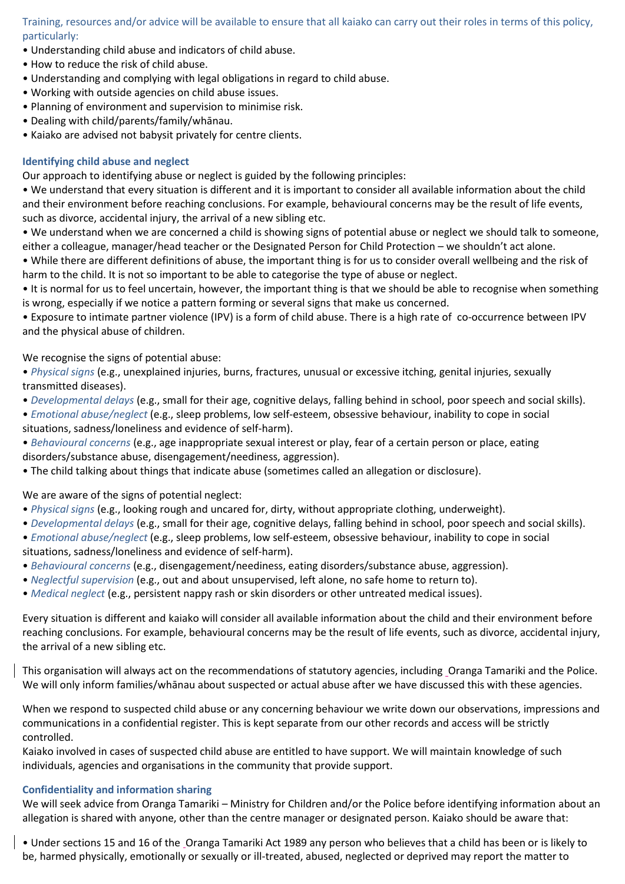Training, resources and/or advice will be available to ensure that all kaiako can carry out their roles in terms of this policy, particularly:

- Understanding child abuse and indicators of child abuse.
- How to reduce the risk of child abuse.
- Understanding and complying with legal obligations in regard to child abuse.
- Working with outside agencies on child abuse issues.
- Planning of environment and supervision to minimise risk.
- Dealing with child/parents/family/whānau.
- Kaiako are advised not babysit privately for centre clients.

### Identifying child abuse and neglect

Our approach to identifying abuse or neglect is guided by the following principles:

- We understand that every situation is different and it is important to consider all available information about the child and their environment before reaching conclusions. For example, behavioural concerns may be the result of life events, such as divorce, accidental injury, the arrival of a new sibling etc.
- We understand when we are concerned a child is showing signs of potential abuse or neglect we should talk to someone, either a colleague, manager/head teacher or the Designated Person for Child Protection – we shouldn't act alone.
- While there are different definitions of abuse, the important thing is for us to consider overall wellbeing and the risk of harm to the child. It is not so important to be able to categorise the type of abuse or neglect.
- It is normal for us to feel uncertain, however, the important thing is that we should be able to recognise when something is wrong, especially if we notice a pattern forming or several signs that make us concerned.
- Exposure to intimate partner violence (IPV) is a form of child abuse. There is a high rate of co-occurrence between IPV and the physical abuse of children.

We recognise the signs of potential abuse:

- *Physical signs* (e.g., unexplained injuries, burns, fractures, unusual or excessive itching, genital injuries, sexually transmitted diseases).
- *Developmental delays* (e.g., small for their age, cognitive delays, falling behind in school, poor speech and social skills).
- *Emotional abuse/neglect* (e.g., sleep problems, low self-esteem, obsessive behaviour, inability to cope in social situations, sadness/loneliness and evidence of self-harm).
- *Behavioural concerns* (e.g., age inappropriate sexual interest or play, fear of a certain person or place, eating disorders/substance abuse, disengagement/neediness, aggression).
- The child talking about things that indicate abuse (sometimes called an allegation or disclosure).

We are aware of the signs of potential neglect:

- *Physical signs* (e.g., looking rough and uncared for, dirty, without appropriate clothing, underweight).
- *Developmental delays* (e.g., small for their age, cognitive delays, falling behind in school, poor speech and social skills).
- *Emotional abuse/neglect* (e.g., sleep problems, low self-esteem, obsessive behaviour, inability to cope in social situations, sadness/loneliness and evidence of self-harm).
- *Behavioural concerns* (e.g., disengagement/neediness, eating disorders/substance abuse, aggression).
- *Neglectful supervision* (e.g., out and about unsupervised, left alone, no safe home to return to).
- *Medical neglect* (e.g., persistent nappy rash or skin disorders or other untreated medical issues).

Every situation is different and kaiako will consider all available information about the child and their environment before reaching conclusions. For example, behavioural concerns may be the result of life events, such as divorce, accidental injury, the arrival of a new sibling etc.

This organisation will always act on the recommendations of statutory agencies, including Oranga Tamariki and the Police. We will only inform families/whānau about suspected or actual abuse after we have discussed this with these agencies.

When we respond to suspected child abuse or any concerning behaviour we write down our observations, impressions and communications in a confidential register. This is kept separate from our other records and access will be strictly controlled.

Kaiako involved in cases of suspected child abuse are entitled to have support. We will maintain knowledge of such individuals, agencies and organisations in the community that provide support.

### Confidentiality and information sharing

We will seek advice from Oranga Tamariki – Ministry for Children and/or the Police before identifying information about an allegation is shared with anyone, other than the centre manager or designated person. Kaiako should be aware that:

- Under sections 15 and 16 of the Oranga Tamariki Act 1989 any person who believes that a child has been or is likely to be, harmed physically, emotionally or sexually or ill-treated, abused, neglected or deprived may report the matter to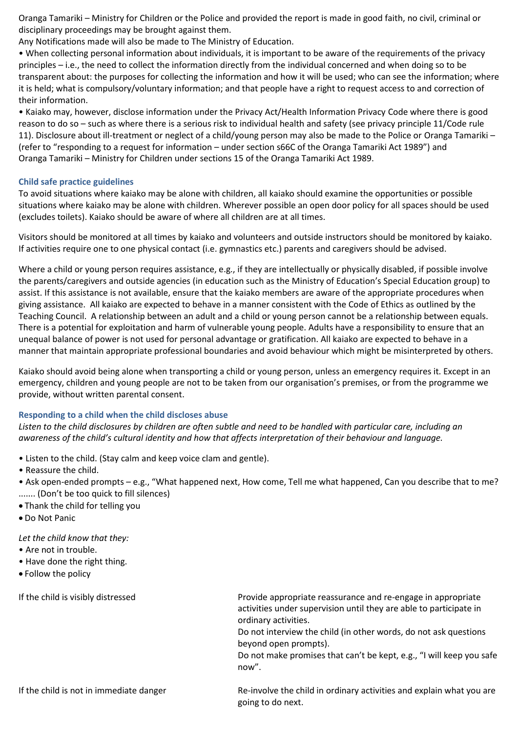Oranga Tamariki – Ministry for Children or the Police and provided the report is made in good faith, no civil, criminal or disciplinary proceedings may be brought against them.

Any Notifications made will also be made to The Ministry of Education.

- When collecting personal information about individuals, it is important to be aware of the requirements of the privacy principles – i.e., the need to collect the information directly from the individual concerned and when doing so to be transparent about: the purposes for collecting the information and how it will be used; who can see the information; where it is held; what is compulsory/voluntary information; and that people have a right to request access to and correction of their information.
- Kaiako may, however, disclose information under the Privacy Act/Health Information Privacy Code where there is good reason to do so – such as where there is a serious risk to individual health and safety (see privacy principle 11/Code rule 11). Disclosure about ill-treatment or neglect of a child/young person may also be made to the Police or Oranga Tamariki – (refer to "responding to a request for information – under section s66C of the Oranga Tamariki Act 1989") and Oranga Tamariki – Ministry for Children under sections 15 of the Oranga Tamariki Act 1989.

### Child safe practice guidelines

To avoid situations where kaiako may be alone with children, all kaiako should examine the opportunities or possible situations where kaiako may be alone with children. Wherever possible an open door policy for all spaces should be used (excludes toilets). Kaiako should be aware of where all children are at all times.

Visitors should be monitored at all times by kaiako and volunteers and outside instructors should be monitored by kaiako. If activities require one to one physical contact (i.e. gymnastics etc.) parents and caregivers should be advised.

Where a child or young person requires assistance, e.g., if they are intellectually or physically disabled, if possible involve the parents/caregivers and outside agencies (in education such as the Ministry of Education's Special Education group) to assist. If this assistance is not available, ensure that the kaiako members are aware of the appropriate procedures when giving assistance. All kaiako are expected to behave in a manner consistent with the Code of Ethics as outlined by the Teaching Council. A relationship between an adult and a child or young person cannot be a relationship between equals. There is a potential for exploitation and harm of vulnerable young people. Adults have a responsibility to ensure that an unequal balance of power is not used for personal advantage or gratification. All kaiako are expected to behave in a manner that maintain appropriate professional boundaries and avoid behaviour which might be misinterpreted by others.

Kaiako should avoid being alone when transporting a child or young person, unless an emergency requires it. Except in an emergency, children and young people are not to be taken from our organisation's premises, or from the programme we provide, without written parental consent.

### Responding to a child when the child discloses abuse

*Listen to the child disclosures by children are often subtle and need to be handled with particular care, including an awareness of the child's cultural identity and how that affects interpretation of their behaviour and language.*

- Listen to the child. (Stay calm and keep voice clam and gentle).
- Reassure the child.
- Ask open-ended prompts – e.g., "What happened next, How come, Tell me what happened, Can you describe that to me? ....... (Don't be too quick to fill silences)
- Thank the child for telling you
- Do Not Panic

*Let the child know that they:*

- Are not in trouble.
- Have done the right thing.
- Follow the policy

| | |
|---|---|
| If the child is visibly distressed | Provide appropriate reassurance and re-engage in appropriate activities under supervision until they are able to participate in ordinary activities.<br>Do not interview the child (in other words, do not ask questions beyond open prompts).<br>Do not make promises that can't be kept, e.g., "I will keep you safe now". |
| If the child is not in immediate danger | Re-involve the child in ordinary activities and explain what you are going to do next. |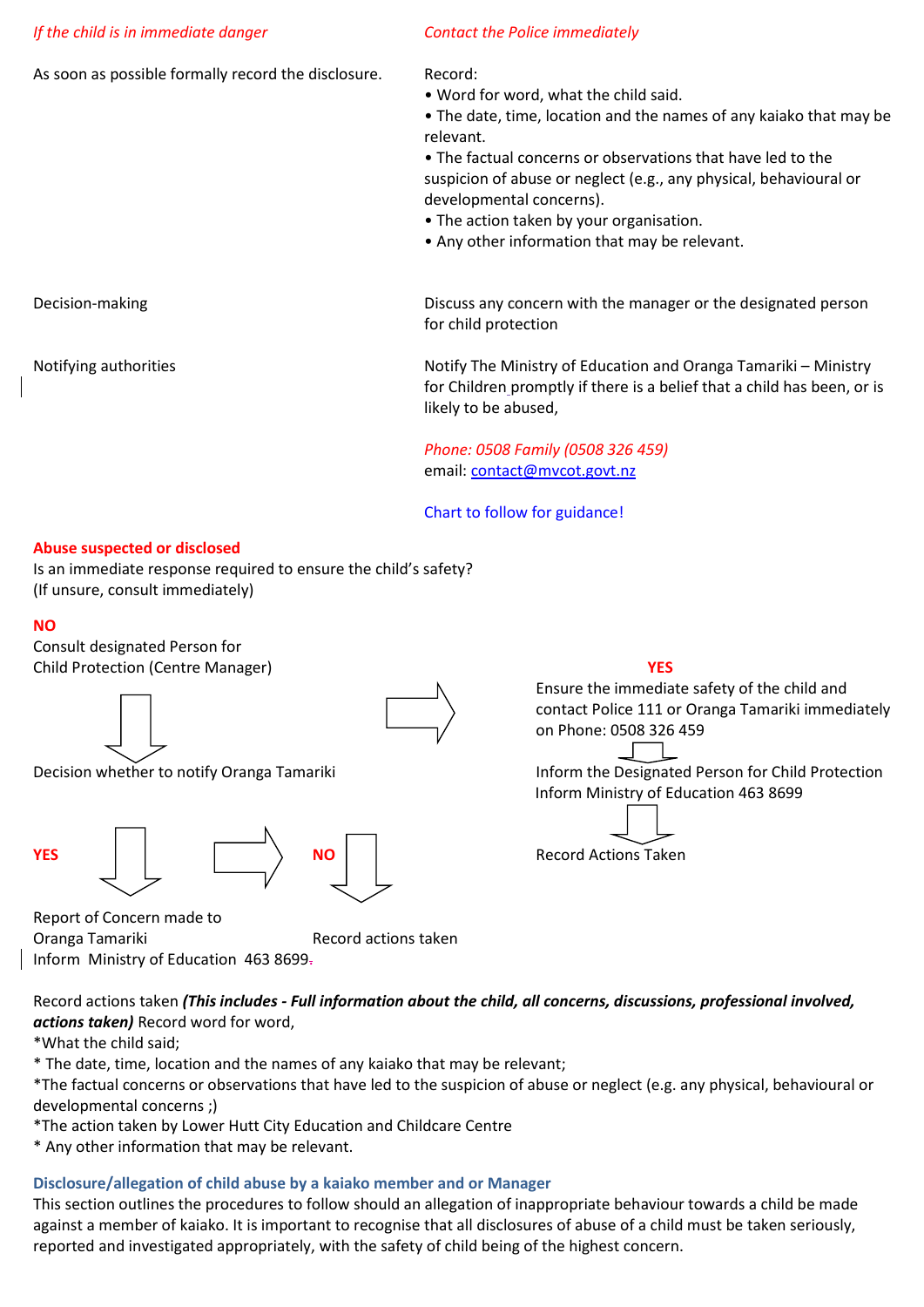*If the child is in immediate danger* — *Contact the Police immediately*

As soon as possible formally record the disclosure.

Record:
- Word for word, what the child said.
- The date, time, location and the names of any kaiako that may be relevant.
- The factual concerns or observations that have led to the suspicion of abuse or neglect (e.g., any physical, behavioural or developmental concerns).
- The action taken by your organisation.
- Any other information that may be relevant.

Decision-making

Discuss any concern with the manager or the designated person for child protection

Notifying authorities

Notify The Ministry of Education and Oranga Tamariki – Ministry for Children promptly if there is a belief that a child has been, or is likely to be abused,

*Phone: 0508 Family (0508 326 459)*
email: [contact@mvcot.govt.nz](mailto:contact@mvcot.govt.nz)

Chart to follow for guidance!

**Abuse suspected or disclosed**
Is an immediate response required to ensure the child's safety?
(If unsure, consult immediately)

**NO**
Consult designated Person for Child Protection (Centre Manager)

↓

Decision whether to notify Oranga Tamariki

**YES** ↓
Report of Concern made to Oranga Tamariki
Inform Ministry of Education 463 8699.

**NO** ↓
Record actions taken

**YES**
Ensure the immediate safety of the child and contact Police 111 or Oranga Tamariki immediately on Phone: 0508 326 459

↓

Inform the Designated Person for Child Protection
Inform Ministry of Education 463 8699

↓

Record Actions Taken

Record actions taken ***(This includes - Full information about the child, all concerns, discussions, professional involved, actions taken)*** Record word for word,
*What the child said;
* The date, time, location and the names of any kaiako that may be relevant;
*The factual concerns or observations that have led to the suspicion of abuse or neglect (e.g. any physical, behavioural or developmental concerns ;)
*The action taken by Lower Hutt City Education and Childcare Centre
* Any other information that may be relevant.

### Disclosure/allegation of child abuse by a kaiako member and or Manager

This section outlines the procedures to follow should an allegation of inappropriate behaviour towards a child be made against a member of kaiako. It is important to recognise that all disclosures of abuse of a child must be taken seriously, reported and investigated appropriately, with the safety of child being of the highest concern.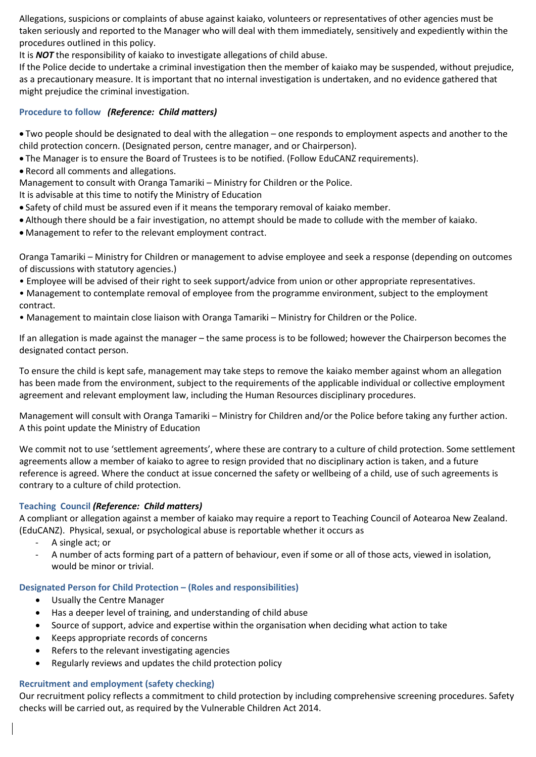Allegations, suspicions or complaints of abuse against kaiako, volunteers or representatives of other agencies must be taken seriously and reported to the Manager who will deal with them immediately, sensitively and expediently within the procedures outlined in this policy.

It is ***NOT*** the responsibility of kaiako to investigate allegations of child abuse.

If the Police decide to undertake a criminal investigation then the member of kaiako may be suspended, without prejudice, as a precautionary measure. It is important that no internal investigation is undertaken, and no evidence gathered that might prejudice the criminal investigation.

### Procedure to follow *(Reference: Child matters)*

- Two people should be designated to deal with the allegation – one responds to employment aspects and another to the child protection concern. (Designated person, centre manager, and or Chairperson).
- The Manager is to ensure the Board of Trustees is to be notified. (Follow EduCANZ requirements).
- Record all comments and allegations.

Management to consult with Oranga Tamariki – Ministry for Children or the Police.

It is advisable at this time to notify the Ministry of Education

- Safety of child must be assured even if it means the temporary removal of kaiako member.
- Although there should be a fair investigation, no attempt should be made to collude with the member of kaiako.
- Management to refer to the relevant employment contract.

Oranga Tamariki – Ministry for Children or management to advise employee and seek a response (depending on outcomes of discussions with statutory agencies.)

- Employee will be advised of their right to seek support/advice from union or other appropriate representatives.
- Management to contemplate removal of employee from the programme environment, subject to the employment contract.
- Management to maintain close liaison with Oranga Tamariki – Ministry for Children or the Police.

If an allegation is made against the manager – the same process is to be followed; however the Chairperson becomes the designated contact person.

To ensure the child is kept safe, management may take steps to remove the kaiako member against whom an allegation has been made from the environment, subject to the requirements of the applicable individual or collective employment agreement and relevant employment law, including the Human Resources disciplinary procedures.

Management will consult with Oranga Tamariki – Ministry for Children and/or the Police before taking any further action. A this point update the Ministry of Education

We commit not to use 'settlement agreements', where these are contrary to a culture of child protection. Some settlement agreements allow a member of kaiako to agree to resign provided that no disciplinary action is taken, and a future reference is agreed. Where the conduct at issue concerned the safety or wellbeing of a child, use of such agreements is contrary to a culture of child protection.

### Teaching Council *(Reference: Child matters)*

A compliant or allegation against a member of kaiako may require a report to Teaching Council of Aotearoa New Zealand. (EduCANZ). Physical, sexual, or psychological abuse is reportable whether it occurs as

- A single act; or
- A number of acts forming part of a pattern of behaviour, even if some or all of those acts, viewed in isolation, would be minor or trivial.

### Designated Person for Child Protection – (Roles and responsibilities)

- Usually the Centre Manager
- Has a deeper level of training, and understanding of child abuse
- Source of support, advice and expertise within the organisation when deciding what action to take
- Keeps appropriate records of concerns
- Refers to the relevant investigating agencies
- Regularly reviews and updates the child protection policy

### Recruitment and employment (safety checking)

Our recruitment policy reflects a commitment to child protection by including comprehensive screening procedures. Safety checks will be carried out, as required by the Vulnerable Children Act 2014.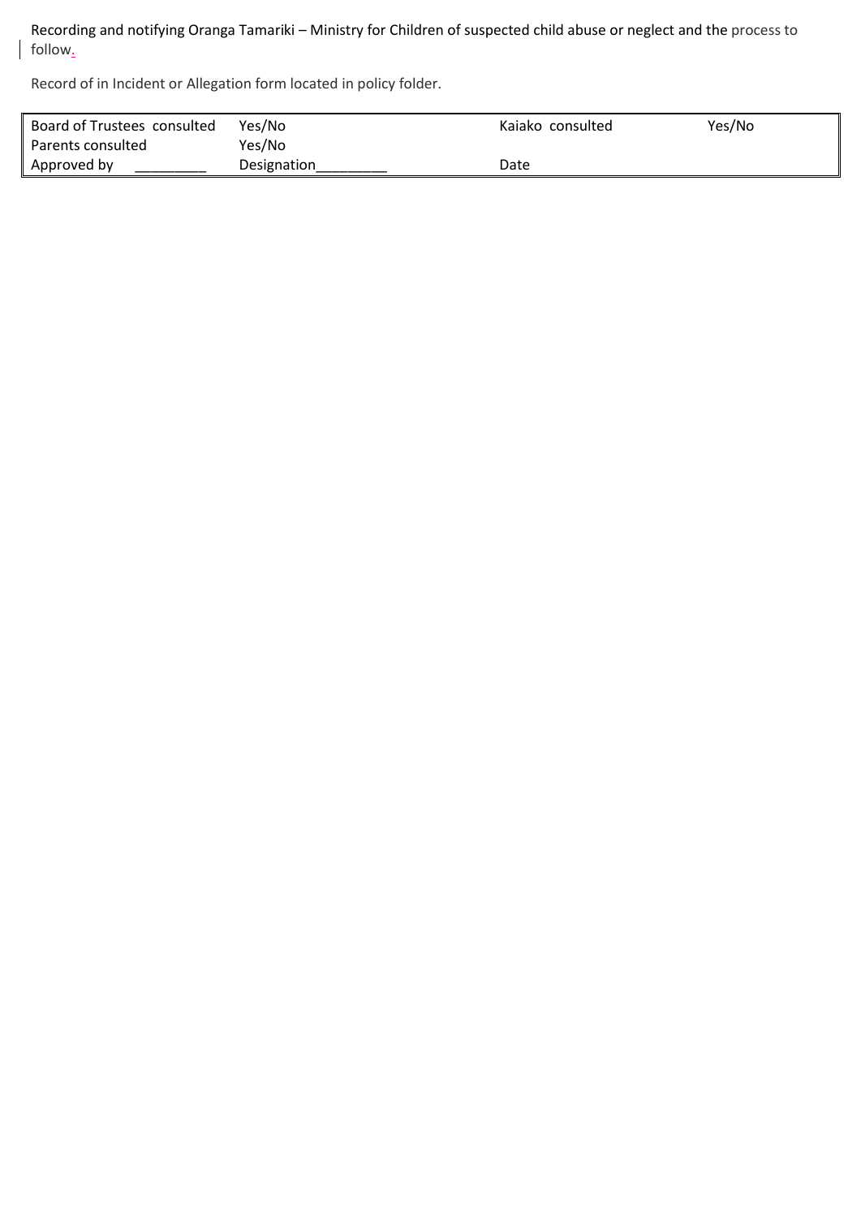Recording and notifying Oranga Tamariki – Ministry for Children of suspected child abuse or neglect and the process to follow.

Record of in Incident or Allegation form located in policy folder.

| | | | |
|---|---|---|---|
| Board of Trustees consulted | Yes/No | Kaiako consulted | Yes/No |
| Parents consulted | Yes/No | | |
| Approved by _________ | Designation_________ | Date | |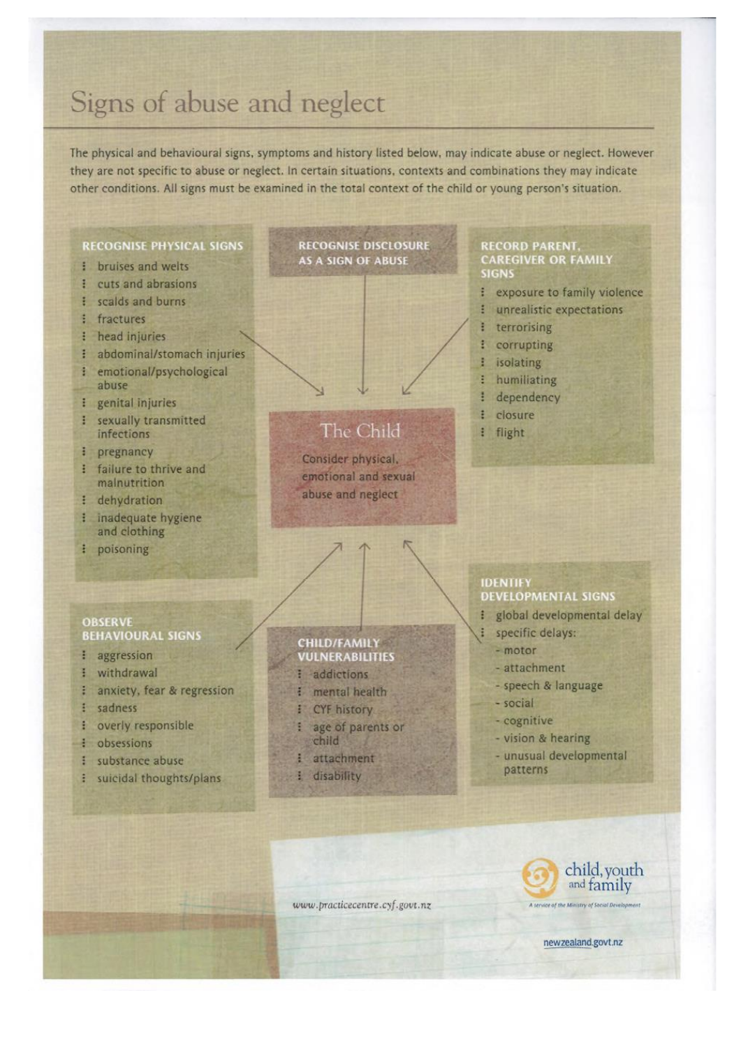# Signs of abuse and neglect

The physical and behavioural signs, symptoms and history listed below, may indicate abuse or neglect. However they are not specific to abuse or neglect. In certain situations, contexts and combinations they may indicate other conditions. All signs must be examined in the total context of the child or young person's situation.

## The Child

Consider physical, emotional and sexual abuse and neglect

### RECOGNISE PHYSICAL SIGNS

- bruises and welts
- cuts and abrasions
- scalds and burns
- fractures
- head injuries
- abdominal/stomach injuries
- emotional/psychological abuse
- genital injuries
- sexually transmitted infections
- pregnancy
- failure to thrive and malnutrition
- dehydration
- inadequate hygiene and clothing
- poisoning

### RECOGNISE DISCLOSURE AS A SIGN OF ABUSE

### RECORD PARENT, CAREGIVER OR FAMILY SIGNS

- exposure to family violence
- unrealistic expectations
- terrorising
- corrupting
- isolating
- humiliating
- dependency
- closure
- flight

### OBSERVE BEHAVIOURAL SIGNS

- aggression
- withdrawal
- anxiety, fear & regression
- sadness
- overly responsible
- obsessions
- substance abuse
- suicidal thoughts/plans

### CHILD/FAMILY VULNERABILITIES

- addictions
- mental health
- CYF history
- age of parents or child
- attachment
- disability

### IDENTIFY DEVELOPMENTAL SIGNS

- global developmental delay
- specific delays:
  - motor
  - attachment
  - speech & language
  - social
  - cognitive
  - vision & hearing
  - unusual developmental patterns

*www.practicecentre.cyf.govt.nz*

child, youth and family
A service of the Ministry of Social Development

newzealand.govt.nz